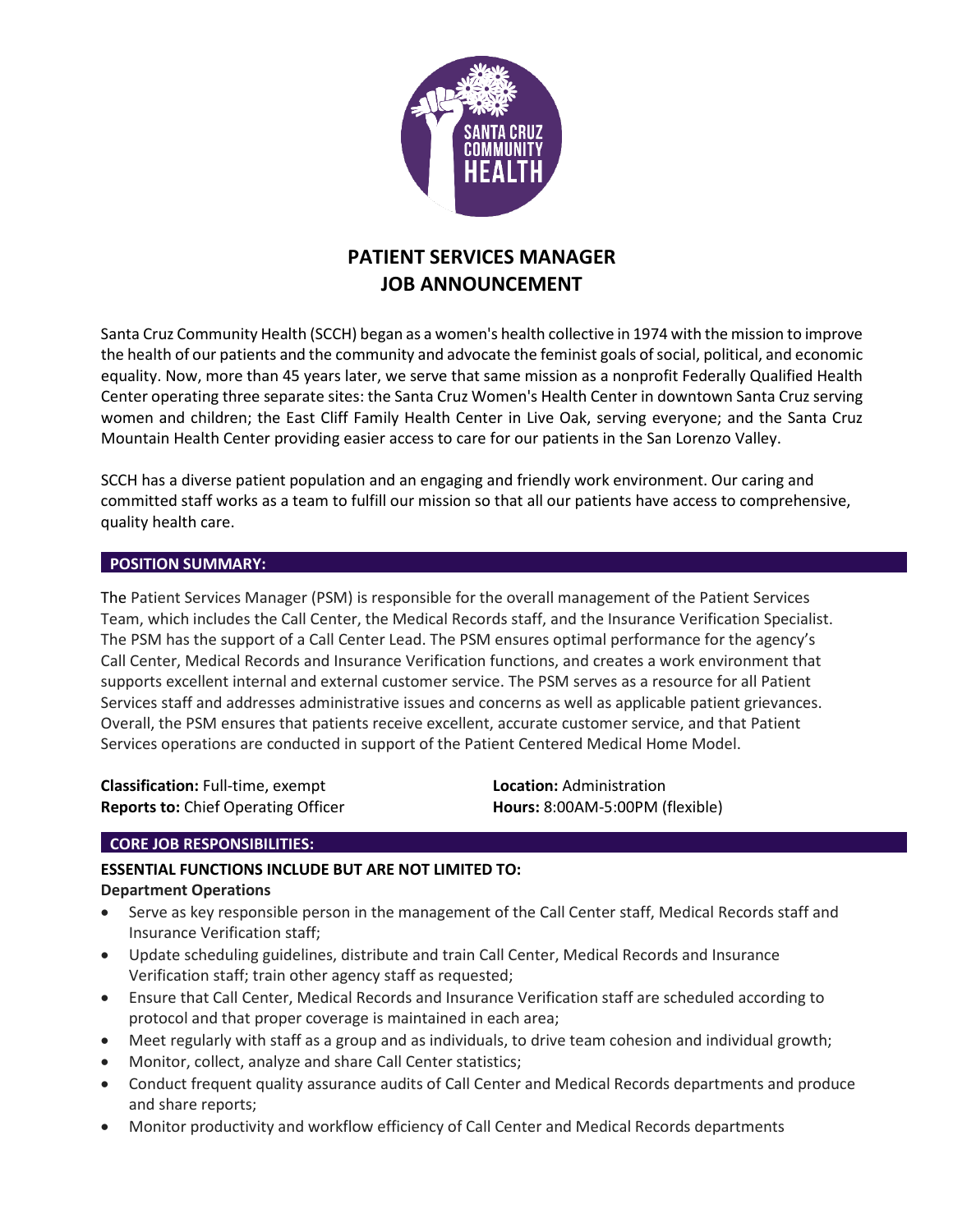# PATIENT SERVICES MANAGER
# JOB ANNOUNCEMENT

Santa Cruz Community Health (SCCH) began as a women's health collective in 1974 with the mission to improve the health of our patients and the community and advocate the feminist goals of social, political, and economic equality. Now, more than 45 years later, we serve that same mission as a nonprofit Federally Qualified Health Center operating three separate sites: the Santa Cruz Women's Health Center in downtown Santa Cruz serving women and children; the East Cliff Family Health Center in Live Oak, serving everyone; and the Santa Cruz Mountain Health Center providing easier access to care for our patients in the San Lorenzo Valley.

SCCH has a diverse patient population and an engaging and friendly work environment. Our caring and committed staff works as a team to fulfill our mission so that all our patients have access to comprehensive, quality health care.

## POSITION SUMMARY:

The Patient Services Manager (PSM) is responsible for the overall management of the Patient Services Team, which includes the Call Center, the Medical Records staff, and the Insurance Verification Specialist. The PSM has the support of a Call Center Lead. The PSM ensures optimal performance for the agency's Call Center, Medical Records and Insurance Verification functions, and creates a work environment that supports excellent internal and external customer service. The PSM serves as a resource for all Patient Services staff and addresses administrative issues and concerns as well as applicable patient grievances. Overall, the PSM ensures that patients receive excellent, accurate customer service, and that Patient Services operations are conducted in support of the Patient Centered Medical Home Model.

**Classification:** Full-time, exempt
**Reports to:** Chief Operating Officer
**Location:** Administration
**Hours:** 8:00AM-5:00PM (flexible)

## CORE JOB RESPONSIBILITIES:

**ESSENTIAL FUNCTIONS INCLUDE BUT ARE NOT LIMITED TO:**

**Department Operations**

- Serve as key responsible person in the management of the Call Center staff, Medical Records staff and Insurance Verification staff;
- Update scheduling guidelines, distribute and train Call Center, Medical Records and Insurance Verification staff; train other agency staff as requested;
- Ensure that Call Center, Medical Records and Insurance Verification staff are scheduled according to protocol and that proper coverage is maintained in each area;
- Meet regularly with staff as a group and as individuals, to drive team cohesion and individual growth;
- Monitor, collect, analyze and share Call Center statistics;
- Conduct frequent quality assurance audits of Call Center and Medical Records departments and produce and share reports;
- Monitor productivity and workflow efficiency of Call Center and Medical Records departments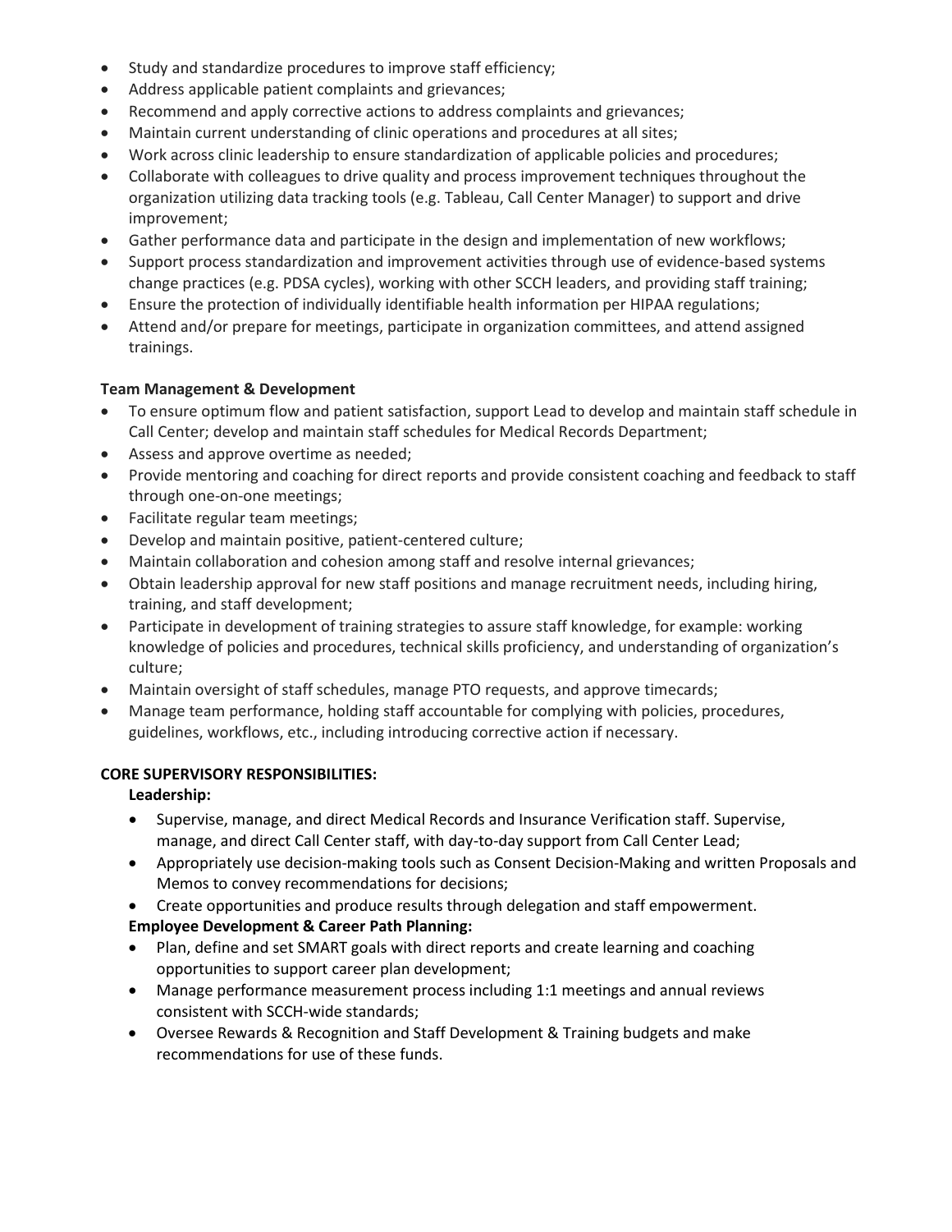- Study and standardize procedures to improve staff efficiency;
- Address applicable patient complaints and grievances;
- Recommend and apply corrective actions to address complaints and grievances;
- Maintain current understanding of clinic operations and procedures at all sites;
- Work across clinic leadership to ensure standardization of applicable policies and procedures;
- Collaborate with colleagues to drive quality and process improvement techniques throughout the organization utilizing data tracking tools (e.g. Tableau, Call Center Manager) to support and drive improvement;
- Gather performance data and participate in the design and implementation of new workflows;
- Support process standardization and improvement activities through use of evidence-based systems change practices (e.g. PDSA cycles), working with other SCCH leaders, and providing staff training;
- Ensure the protection of individually identifiable health information per HIPAA regulations;
- Attend and/or prepare for meetings, participate in organization committees, and attend assigned trainings.

**Team Management & Development**

- To ensure optimum flow and patient satisfaction, support Lead to develop and maintain staff schedule in Call Center; develop and maintain staff schedules for Medical Records Department;
- Assess and approve overtime as needed;
- Provide mentoring and coaching for direct reports and provide consistent coaching and feedback to staff through one-on-one meetings;
- Facilitate regular team meetings;
- Develop and maintain positive, patient-centered culture;
- Maintain collaboration and cohesion among staff and resolve internal grievances;
- Obtain leadership approval for new staff positions and manage recruitment needs, including hiring, training, and staff development;
- Participate in development of training strategies to assure staff knowledge, for example: working knowledge of policies and procedures, technical skills proficiency, and understanding of organization's culture;
- Maintain oversight of staff schedules, manage PTO requests, and approve timecards;
- Manage team performance, holding staff accountable for complying with policies, procedures, guidelines, workflows, etc., including introducing corrective action if necessary.

**CORE SUPERVISORY RESPONSIBILITIES:**

**Leadership:**

- Supervise, manage, and direct Medical Records and Insurance Verification staff. Supervise, manage, and direct Call Center staff, with day-to-day support from Call Center Lead;
- Appropriately use decision-making tools such as Consent Decision-Making and written Proposals and Memos to convey recommendations for decisions;
- Create opportunities and produce results through delegation and staff empowerment.

**Employee Development & Career Path Planning:**

- Plan, define and set SMART goals with direct reports and create learning and coaching opportunities to support career plan development;
- Manage performance measurement process including 1:1 meetings and annual reviews consistent with SCCH-wide standards;
- Oversee Rewards & Recognition and Staff Development & Training budgets and make recommendations for use of these funds.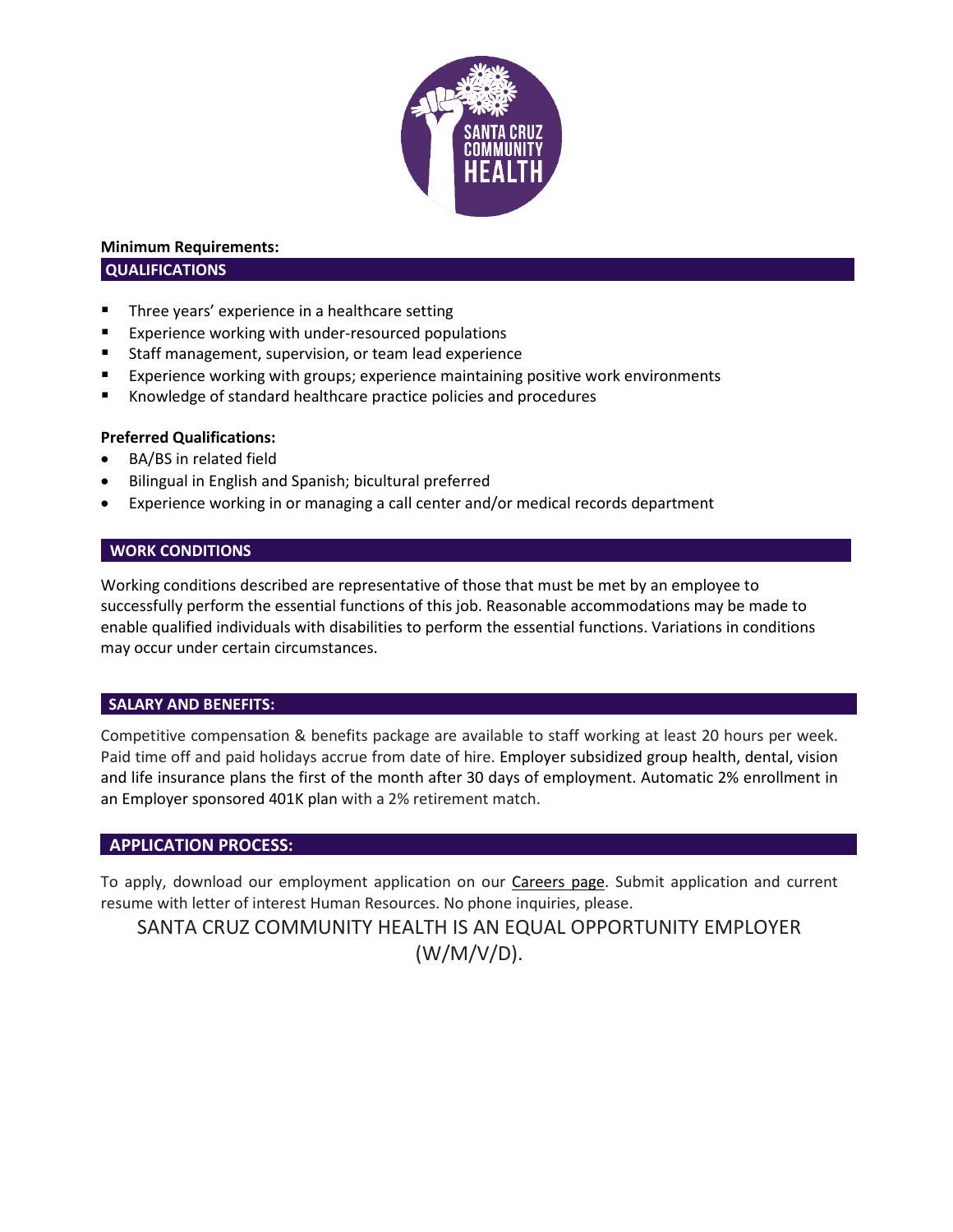**Minimum Requirements:**

## QUALIFICATIONS

- Three years' experience in a healthcare setting
- Experience working with under-resourced populations
- Staff management, supervision, or team lead experience
- Experience working with groups; experience maintaining positive work environments
- Knowledge of standard healthcare practice policies and procedures

**Preferred Qualifications:**

- BA/BS in related field
- Bilingual in English and Spanish; bicultural preferred
- Experience working in or managing a call center and/or medical records department

## WORK CONDITIONS

Working conditions described are representative of those that must be met by an employee to successfully perform the essential functions of this job. Reasonable accommodations may be made to enable qualified individuals with disabilities to perform the essential functions. Variations in conditions may occur under certain circumstances.

## SALARY AND BENEFITS:

Competitive compensation & benefits package are available to staff working at least 20 hours per week. Paid time off and paid holidays accrue from date of hire. Employer subsidized group health, dental, vision and life insurance plans the first of the month after 30 days of employment. Automatic 2% enrollment in an Employer sponsored 401K plan with a 2% retirement match.

## APPLICATION PROCESS:

To apply, download our employment application on our Careers page. Submit application and current resume with letter of interest Human Resources. No phone inquiries, please.

SANTA CRUZ COMMUNITY HEALTH IS AN EQUAL OPPORTUNITY EMPLOYER (W/M/V/D).